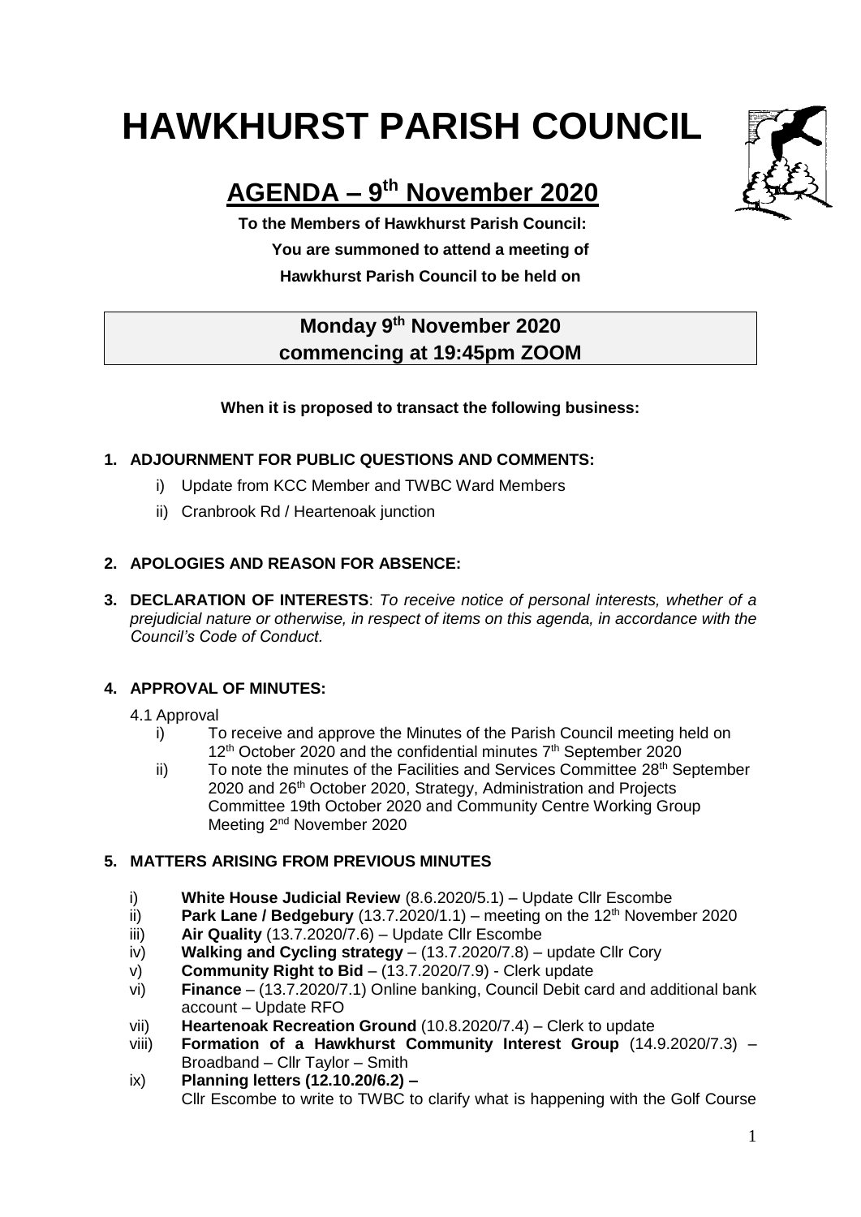# HAWKHURST PARISH COUNCIL

## AGENDA – 9th November 2020

**To the Members of Hawkhurst Parish Council:**

**You are summoned to attend a meeting of**

**Hawkhurst Parish Council to be held on**

**Monday 9th November 2020**
**commencing at 19:45pm ZOOM**

**When it is proposed to transact the following business:**

**1. ADJOURNMENT FOR PUBLIC QUESTIONS AND COMMENTS:**

   i) Update from KCC Member and TWBC Ward Members

   ii) Cranbrook Rd / Heartenoak junction

**2. APOLOGIES AND REASON FOR ABSENCE:**

**3. DECLARATION OF INTERESTS**: *To receive notice of personal interests, whether of a prejudicial nature or otherwise, in respect of items on this agenda, in accordance with the Council's Code of Conduct.*

**4. APPROVAL OF MINUTES:**

4.1 Approval

   i) To receive and approve the Minutes of the Parish Council meeting held on 12th October 2020 and the confidential minutes 7th September 2020

   ii) To note the minutes of the Facilities and Services Committee 28th September 2020 and 26th October 2020, Strategy, Administration and Projects Committee 19th October 2020 and Community Centre Working Group Meeting 2nd November 2020

**5. MATTERS ARISING FROM PREVIOUS MINUTES**

   i) **White House Judicial Review** (8.6.2020/5.1) – Update Cllr Escombe

   ii) **Park Lane / Bedgebury** (13.7.2020/1.1) – meeting on the 12th November 2020

   iii) **Air Quality** (13.7.2020/7.6) – Update Cllr Escombe

   iv) **Walking and Cycling strategy** – (13.7.2020/7.8) – update Cllr Cory

   v) **Community Right to Bid** – (13.7.2020/7.9) - Clerk update

   vi) **Finance** – (13.7.2020/7.1) Online banking, Council Debit card and additional bank account – Update RFO

   vii) **Heartenoak Recreation Ground** (10.8.2020/7.4) – Clerk to update

   viii) **Formation of a Hawkhurst Community Interest Group** (14.9.2020/7.3) – Broadband – Cllr Taylor – Smith

   ix) **Planning letters (12.10.20/6.2) –**
   Cllr Escombe to write to TWBC to clarify what is happening with the Golf Course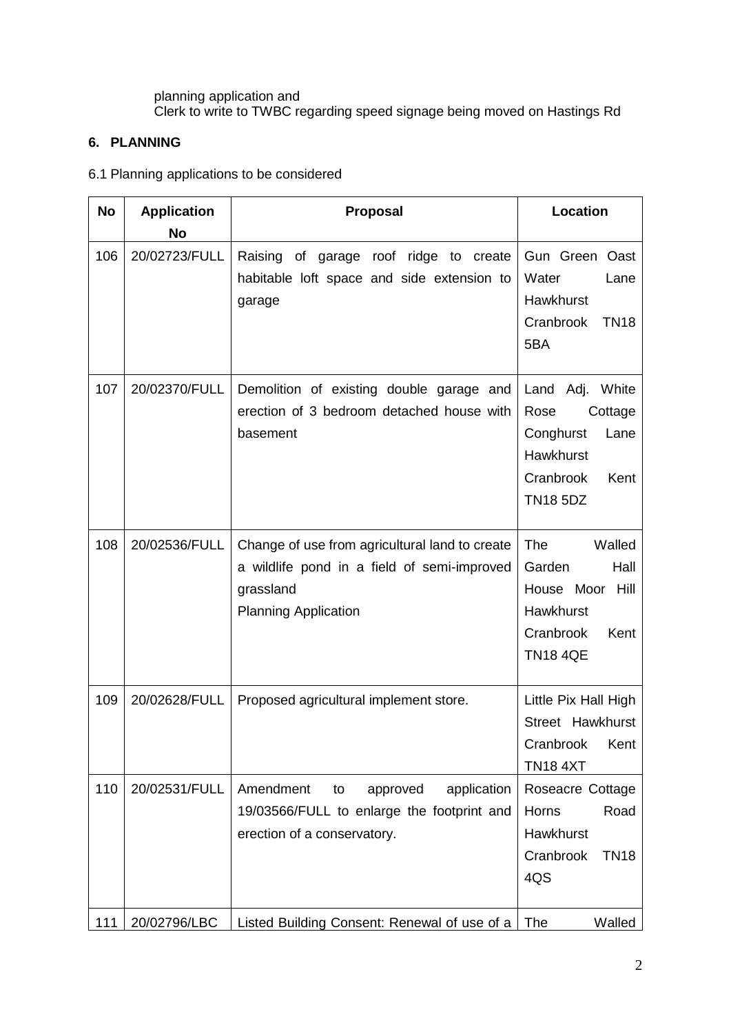planning application and
Clerk to write to TWBC regarding speed signage being moved on Hastings Rd

## 6. PLANNING

6.1 Planning applications to be considered

| No | Application No | Proposal | Location |
|---|---|---|---|
| 106 | 20/02723/FULL | Raising of garage roof ridge to create habitable loft space and side extension to garage | Gun Green Oast Water Lane Hawkhurst Cranbrook TN18 5BA |
| 107 | 20/02370/FULL | Demolition of existing double garage and erection of 3 bedroom detached house with basement | Land Adj. White Rose Cottage Conghurst Lane Hawkhurst Cranbrook Kent TN18 5DZ |
| 108 | 20/02536/FULL | Change of use from agricultural land to create a wildlife pond in a field of semi-improved grassland<br>Planning Application | The Walled Garden Hall House Moor Hill Hawkhurst Cranbrook Kent TN18 4QE |
| 109 | 20/02628/FULL | Proposed agricultural implement store. | Little Pix Hall High Street Hawkhurst Cranbrook Kent TN18 4XT |
| 110 | 20/02531/FULL | Amendment to approved application 19/03566/FULL to enlarge the footprint and erection of a conservatory. | Roseacre Cottage Horns Road Hawkhurst Cranbrook TN18 4QS |
| 111 | 20/02796/LBC | Listed Building Consent: Renewal of use of a | The Walled |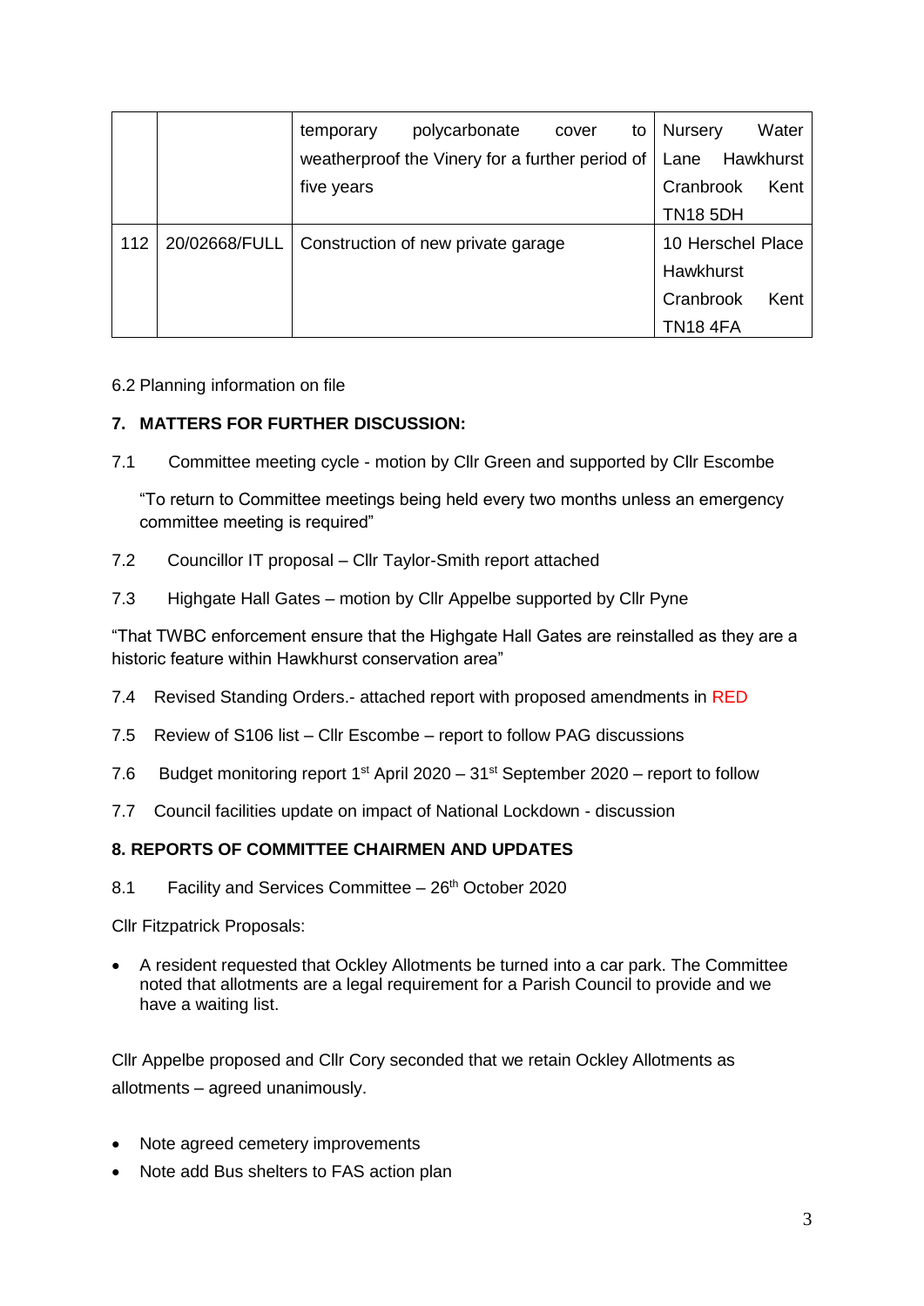| | | | |
|---|---|---|---|
| | | temporary polycarbonate cover to weatherproof the Vinery for a further period of five years | Nursery Water Lane Hawkhurst Cranbrook Kent TN18 5DH |
| 112 | 20/02668/FULL | Construction of new private garage | 10 Herschel Place Hawkhurst Cranbrook Kent TN18 4FA |

6.2 Planning information on file

**7. MATTERS FOR FURTHER DISCUSSION:**

7.1 Committee meeting cycle - motion by Cllr Green and supported by Cllr Escombe

"To return to Committee meetings being held every two months unless an emergency committee meeting is required"

7.2 Councillor IT proposal – Cllr Taylor-Smith report attached

7.3 Highgate Hall Gates – motion by Cllr Appelbe supported by Cllr Pyne

"That TWBC enforcement ensure that the Highgate Hall Gates are reinstalled as they are a historic feature within Hawkhurst conservation area"

7.4 Revised Standing Orders.- attached report with proposed amendments in RED

7.5 Review of S106 list – Cllr Escombe – report to follow PAG discussions

7.6 Budget monitoring report 1st April 2020 – 31st September 2020 – report to follow

7.7 Council facilities update on impact of National Lockdown - discussion

**8. REPORTS OF COMMITTEE CHAIRMEN AND UPDATES**

8.1 Facility and Services Committee – 26th October 2020

Cllr Fitzpatrick Proposals:

- A resident requested that Ockley Allotments be turned into a car park. The Committee noted that allotments are a legal requirement for a Parish Council to provide and we have a waiting list.

Cllr Appelbe proposed and Cllr Cory seconded that we retain Ockley Allotments as allotments – agreed unanimously.

- Note agreed cemetery improvements
- Note add Bus shelters to FAS action plan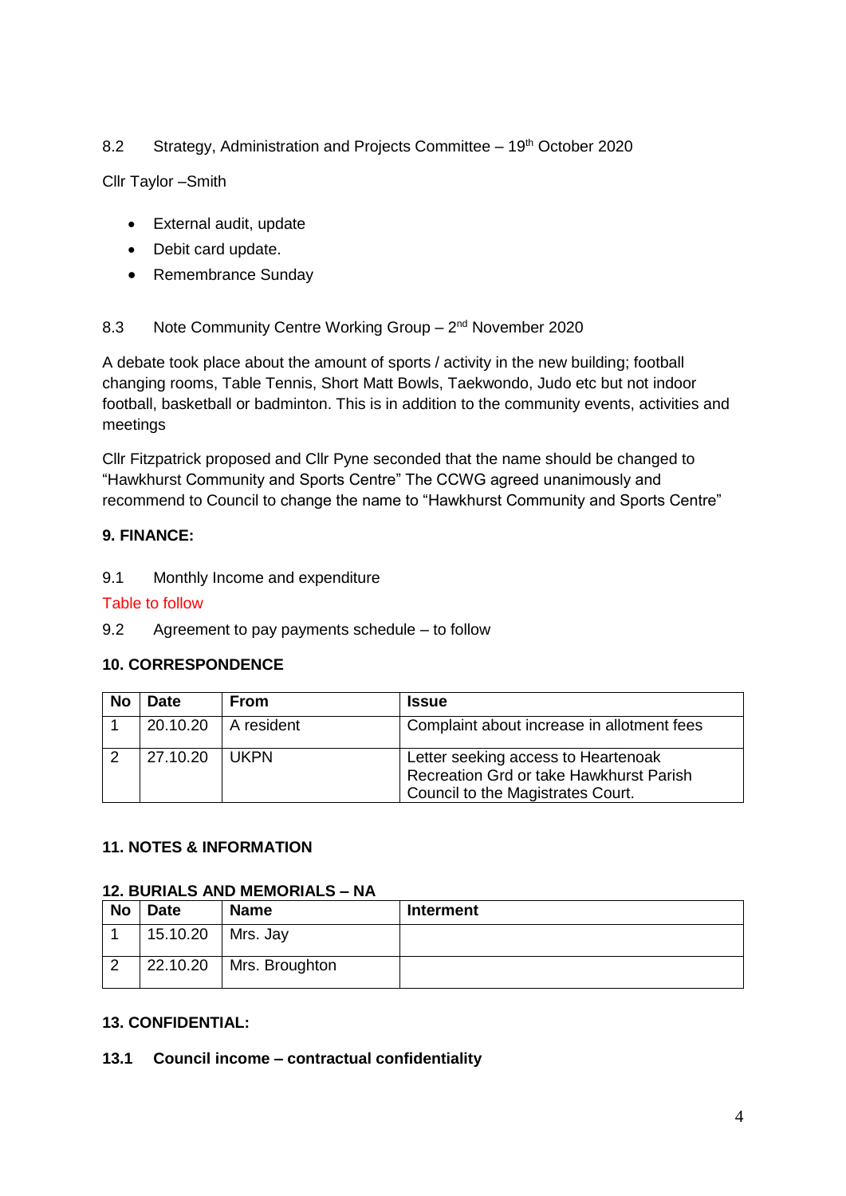8.2 Strategy, Administration and Projects Committee – 19th October 2020

Cllr Taylor –Smith

- External audit, update
- Debit card update.
- Remembrance Sunday

8.3 Note Community Centre Working Group – 2nd November 2020

A debate took place about the amount of sports / activity in the new building; football changing rooms, Table Tennis, Short Matt Bowls, Taekwondo, Judo etc but not indoor football, basketball or badminton. This is in addition to the community events, activities and meetings

Cllr Fitzpatrick proposed and Cllr Pyne seconded that the name should be changed to "Hawkhurst Community and Sports Centre" The CCWG agreed unanimously and recommend to Council to change the name to "Hawkhurst Community and Sports Centre"

**9. FINANCE:**

9.1 Monthly Income and expenditure

Table to follow

9.2 Agreement to pay payments schedule – to follow

**10. CORRESPONDENCE**

| No | Date | From | Issue |
|---|---|---|---|
| 1 | 20.10.20 | A resident | Complaint about increase in allotment fees |
| 2 | 27.10.20 | UKPN | Letter seeking access to Heartenoak Recreation Grd or take Hawkhurst Parish Council to the Magistrates Court. |

**11. NOTES & INFORMATION**

**12. BURIALS AND MEMORIALS – NA**

| No | Date | Name | Interment |
|---|---|---|---|
| 1 | 15.10.20 | Mrs. Jay | |
| 2 | 22.10.20 | Mrs. Broughton | |

**13. CONFIDENTIAL:**

**13.1 Council income – contractual confidentiality**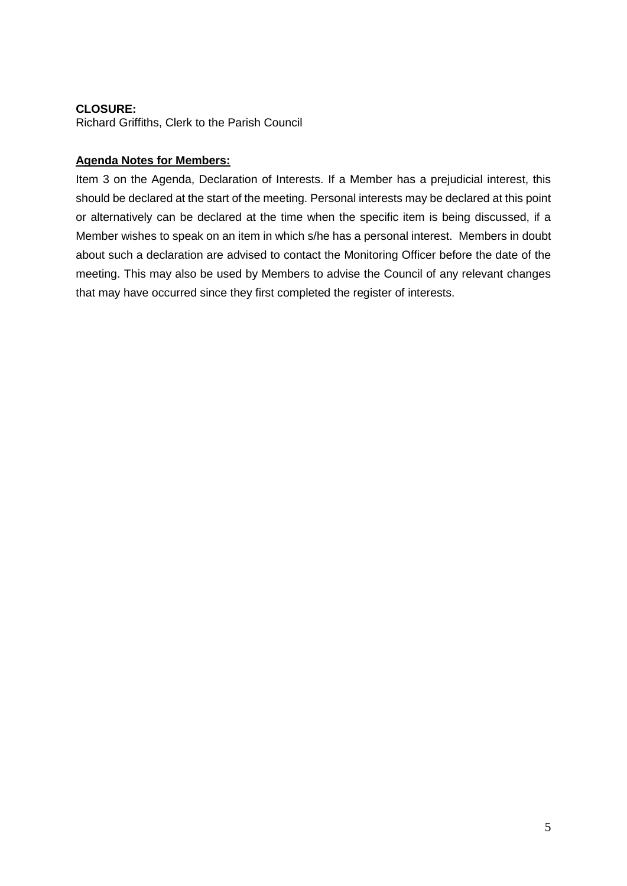**CLOSURE:**
Richard Griffiths, Clerk to the Parish Council

**Agenda Notes for Members:**

Item 3 on the Agenda, Declaration of Interests. If a Member has a prejudicial interest, this should be declared at the start of the meeting. Personal interests may be declared at this point or alternatively can be declared at the time when the specific item is being discussed, if a Member wishes to speak on an item in which s/he has a personal interest. Members in doubt about such a declaration are advised to contact the Monitoring Officer before the date of the meeting. This may also be used by Members to advise the Council of any relevant changes that may have occurred since they first completed the register of interests.